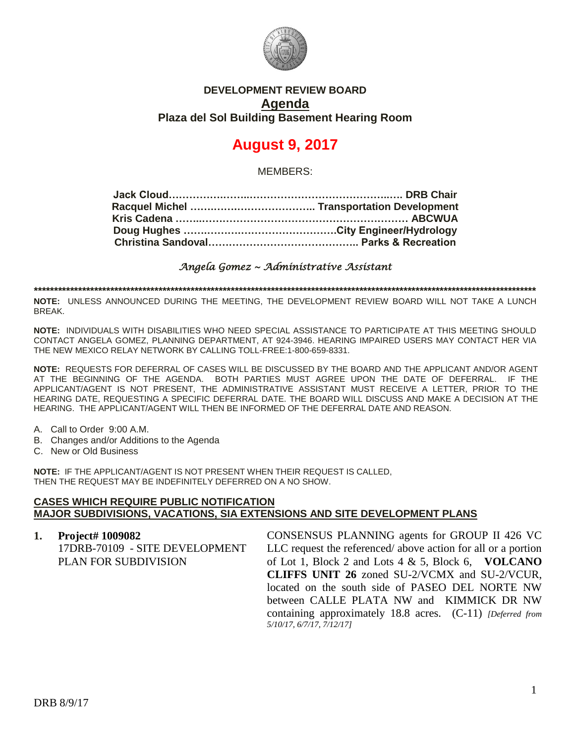# DEVELOPMENT REVIEW BOARD

## Agenda

### Plaza del Sol Building Basement Hearing Room

# August 9, 2017

MEMBERS:

**Jack Cloud……………………………………………………….. DRB Chair**
**Racquel Michel ……………………………….. Transportation Development**
**Kris Cadena ……………………………………………………… ABCWUA**
**Doug Hughes ………………………………………City Engineer/Hydrology**
**Christina Sandoval…………………………………….. Parks & Recreation**

*Angela Gomez ~ Administrative Assistant*

**************************************************************************************************************************************

**NOTE:** UNLESS ANNOUNCED DURING THE MEETING, THE DEVELOPMENT REVIEW BOARD WILL NOT TAKE A LUNCH BREAK.

**NOTE:** INDIVIDUALS WITH DISABILITIES WHO NEED SPECIAL ASSISTANCE TO PARTICIPATE AT THIS MEETING SHOULD CONTACT ANGELA GOMEZ, PLANNING DEPARTMENT, AT 924-3946. HEARING IMPAIRED USERS MAY CONTACT HER VIA THE NEW MEXICO RELAY NETWORK BY CALLING TOLL-FREE:1-800-659-8331.

**NOTE:** REQUESTS FOR DEFERRAL OF CASES WILL BE DISCUSSED BY THE BOARD AND THE APPLICANT AND/OR AGENT AT THE BEGINNING OF THE AGENDA. BOTH PARTIES MUST AGREE UPON THE DATE OF DEFERRAL. IF THE APPLICANT/AGENT IS NOT PRESENT, THE ADMINISTRATIVE ASSISTANT MUST RECEIVE A LETTER, PRIOR TO THE HEARING DATE, REQUESTING A SPECIFIC DEFERRAL DATE. THE BOARD WILL DISCUSS AND MAKE A DECISION AT THE HEARING. THE APPLICANT/AGENT WILL THEN BE INFORMED OF THE DEFERRAL DATE AND REASON.

A. Call to Order 9:00 A.M.
B. Changes and/or Additions to the Agenda
C. New or Old Business

**NOTE:** IF THE APPLICANT/AGENT IS NOT PRESENT WHEN THEIR REQUEST IS CALLED, THEN THE REQUEST MAY BE INDEFINITELY DEFERRED ON A NO SHOW.

**CASES WHICH REQUIRE PUBLIC NOTIFICATION**
**MAJOR SUBDIVISIONS, VACATIONS, SIA EXTENSIONS AND SITE DEVELOPMENT PLANS**

**1. Project# 1009082**
17DRB-70109 - SITE DEVELOPMENT PLAN FOR SUBDIVISION

CONSENSUS PLANNING agents for GROUP II 426 VC LLC request the referenced/ above action for all or a portion of Lot 1, Block 2 and Lots 4 & 5, Block 6, **VOLCANO CLIFFS UNIT 26** zoned SU-2/VCMX and SU-2/VCUR, located on the south side of PASEO DEL NORTE NW between CALLE PLATA NW and KIMMICK DR NW containing approximately 18.8 acres. (C-11) *[Deferred from 5/10/17, 6/7/17, 7/12/17]*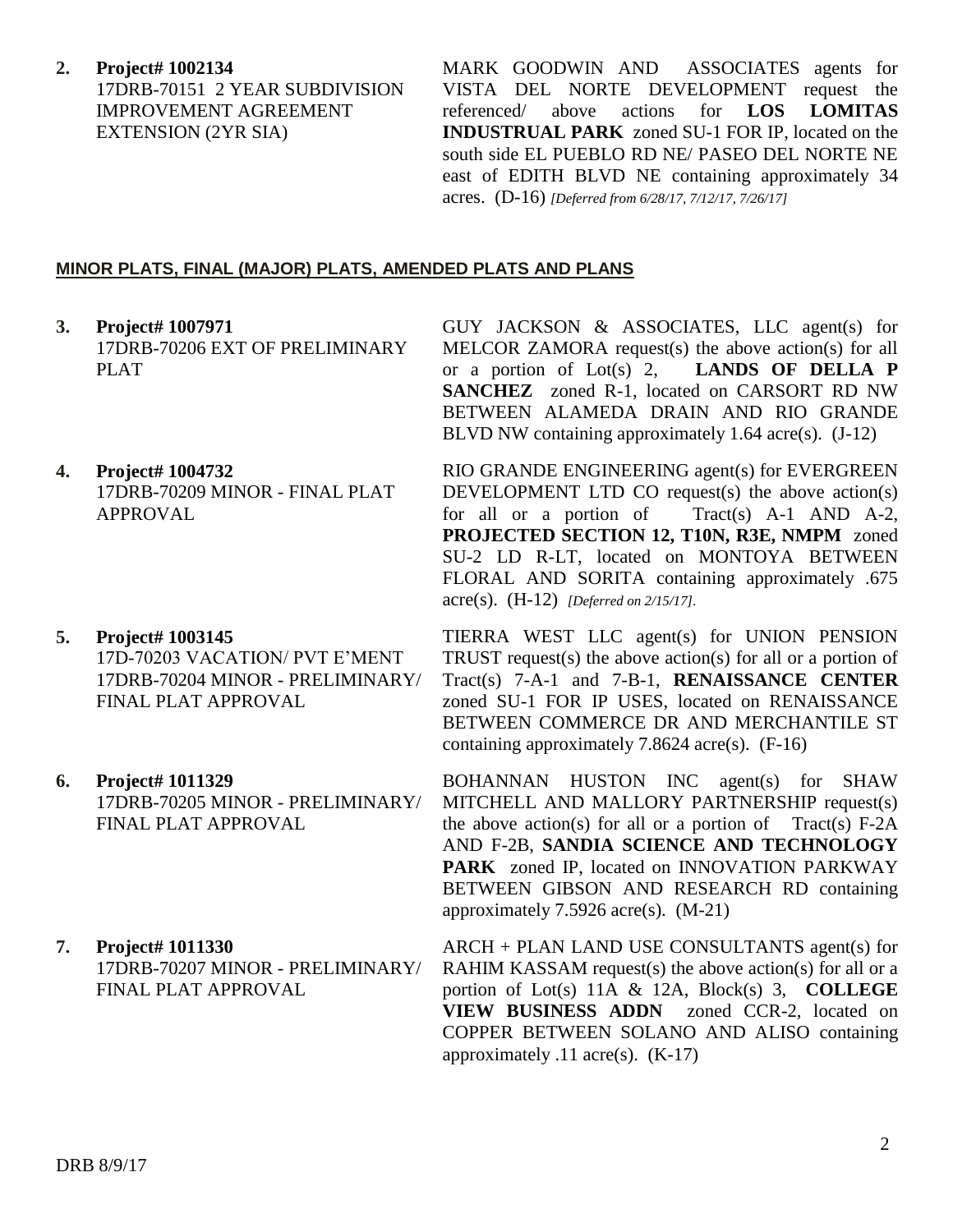**2. Project# 1002134**
17DRB-70151 2 YEAR SUBDIVISION IMPROVEMENT AGREEMENT EXTENSION (2YR SIA)

MARK GOODWIN AND ASSOCIATES agents for VISTA DEL NORTE DEVELOPMENT request the referenced/ above actions for **LOS LOMITAS INDUSTRUAL PARK** zoned SU-1 FOR IP, located on the south side EL PUEBLO RD NE/ PASEO DEL NORTE NE east of EDITH BLVD NE containing approximately 34 acres. (D-16) *[Deferred from 6/28/17, 7/12/17, 7/26/17]*

## MINOR PLATS, FINAL (MAJOR) PLATS, AMENDED PLATS AND PLANS

**3. Project# 1007971**
17DRB-70206 EXT OF PRELIMINARY PLAT

GUY JACKSON & ASSOCIATES, LLC agent(s) for MELCOR ZAMORA request(s) the above action(s) for all or a portion of Lot(s) 2, **LANDS OF DELLA P SANCHEZ** zoned R-1, located on CARSORT RD NW BETWEEN ALAMEDA DRAIN AND RIO GRANDE BLVD NW containing approximately 1.64 acre(s). (J-12)

**4. Project# 1004732**
17DRB-70209 MINOR - FINAL PLAT APPROVAL

RIO GRANDE ENGINEERING agent(s) for EVERGREEN DEVELOPMENT LTD CO request(s) the above action(s) for all or a portion of Tract(s) A-1 AND A-2, **PROJECTED SECTION 12, T10N, R3E, NMPM** zoned SU-2 LD R-LT, located on MONTOYA BETWEEN FLORAL AND SORITA containing approximately .675 acre(s). (H-12) *[Deferred on 2/15/17].*

**5. Project# 1003145**
17D-70203 VACATION/ PVT E'MENT
17DRB-70204 MINOR - PRELIMINARY/ FINAL PLAT APPROVAL

TIERRA WEST LLC agent(s) for UNION PENSION TRUST request(s) the above action(s) for all or a portion of Tract(s) 7-A-1 and 7-B-1, **RENAISSANCE CENTER** zoned SU-1 FOR IP USES, located on RENAISSANCE BETWEEN COMMERCE DR AND MERCHANTILE ST containing approximately 7.8624 acre(s). (F-16)

**6. Project# 1011329**
17DRB-70205 MINOR - PRELIMINARY/ FINAL PLAT APPROVAL

BOHANNAN HUSTON INC agent(s) for SHAW MITCHELL AND MALLORY PARTNERSHIP request(s) the above action(s) for all or a portion of Tract(s) F-2A AND F-2B, **SANDIA SCIENCE AND TECHNOLOGY PARK** zoned IP, located on INNOVATION PARKWAY BETWEEN GIBSON AND RESEARCH RD containing approximately 7.5926 acre(s). (M-21)

**7. Project# 1011330**
17DRB-70207 MINOR - PRELIMINARY/ FINAL PLAT APPROVAL

ARCH + PLAN LAND USE CONSULTANTS agent(s) for RAHIM KASSAM request(s) the above action(s) for all or a portion of Lot(s) 11A & 12A, Block(s) 3, **COLLEGE VIEW BUSINESS ADDN** zoned CCR-2, located on COPPER BETWEEN SOLANO AND ALISO containing approximately .11 acre(s). (K-17)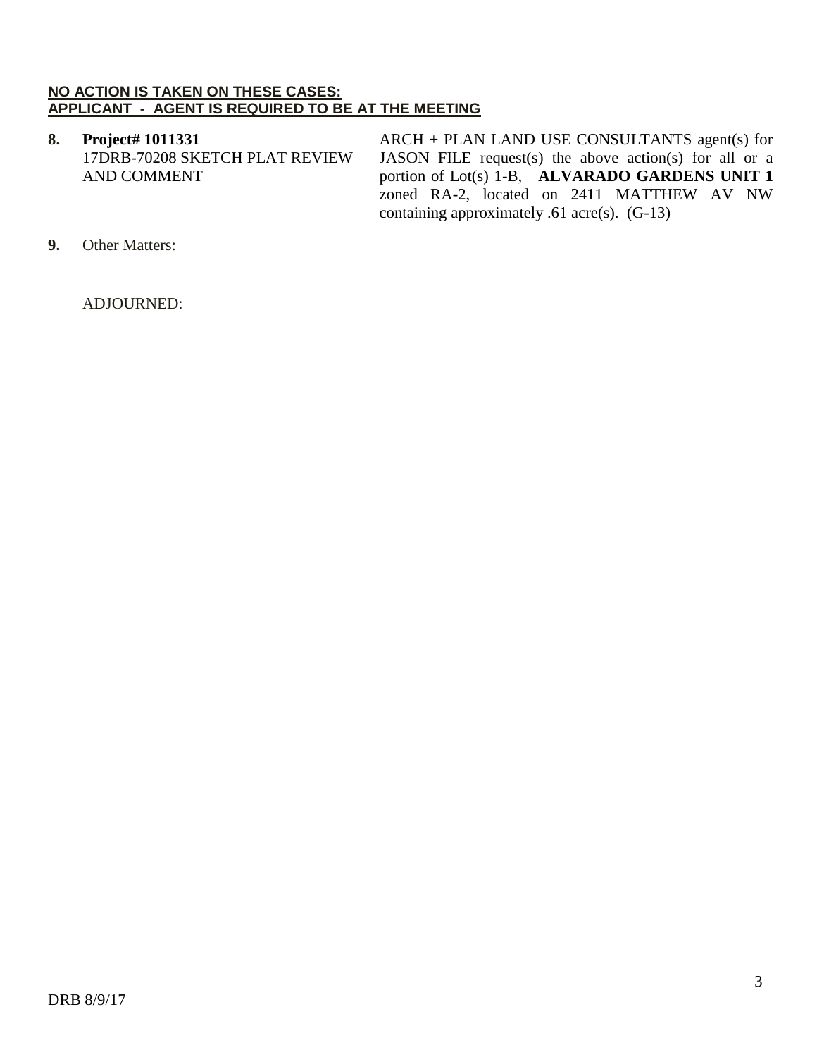**NO ACTION IS TAKEN ON THESE CASES:**
**APPLICANT - AGENT IS REQUIRED TO BE AT THE MEETING**

**8. Project# 1011331**
17DRB-70208 SKETCH PLAT REVIEW AND COMMENT

ARCH + PLAN LAND USE CONSULTANTS agent(s) for JASON FILE request(s) the above action(s) for all or a portion of Lot(s) 1-B, **ALVARADO GARDENS UNIT 1** zoned RA-2, located on 2411 MATTHEW AV NW containing approximately .61 acre(s). (G-13)

**9.** Other Matters:

ADJOURNED:

DRB 8/9/17